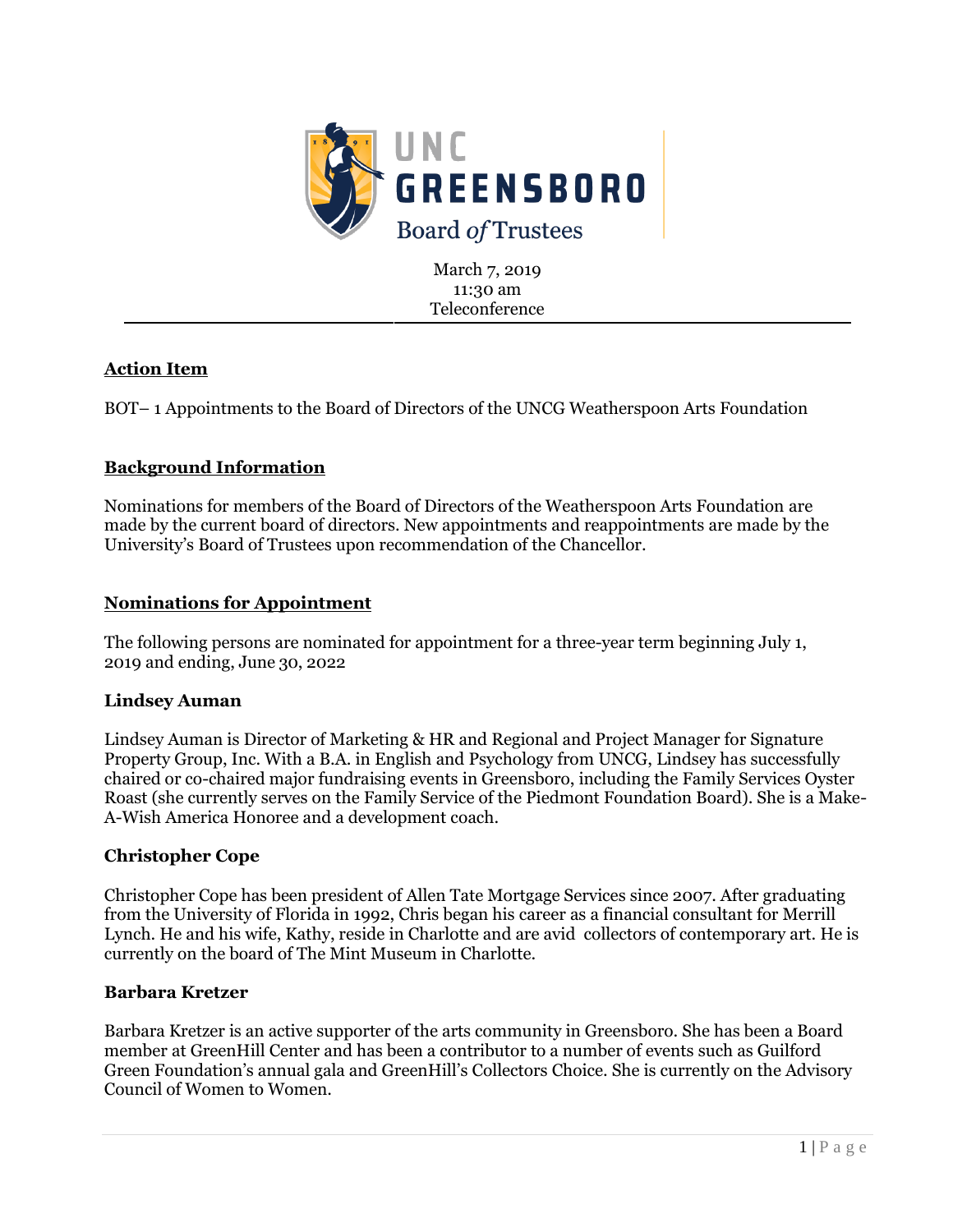UNC GREENSBORO

Board *of* Trustees

March 7, 2019
11:30 am
Teleconference

---

## Action Item

BOT– 1 Appointments to the Board of Directors of the UNCG Weatherspoon Arts Foundation

## Background Information

Nominations for members of the Board of Directors of the Weatherspoon Arts Foundation are made by the current board of directors. New appointments and reappointments are made by the University's Board of Trustees upon recommendation of the Chancellor.

## Nominations for Appointment

The following persons are nominated for appointment for a three-year term beginning July 1, 2019 and ending, June 30, 2022

### Lindsey Auman

Lindsey Auman is Director of Marketing & HR and Regional and Project Manager for Signature Property Group, Inc. With a B.A. in English and Psychology from UNCG, Lindsey has successfully chaired or co-chaired major fundraising events in Greensboro, including the Family Services Oyster Roast (she currently serves on the Family Service of the Piedmont Foundation Board). She is a Make-A-Wish America Honoree and a development coach.

### Christopher Cope

Christopher Cope has been president of Allen Tate Mortgage Services since 2007. After graduating from the University of Florida in 1992, Chris began his career as a financial consultant for Merrill Lynch. He and his wife, Kathy, reside in Charlotte and are avid collectors of contemporary art. He is currently on the board of The Mint Museum in Charlotte.

### Barbara Kretzer

Barbara Kretzer is an active supporter of the arts community in Greensboro. She has been a Board member at GreenHill Center and has been a contributor to a number of events such as Guilford Green Foundation's annual gala and GreenHill's Collectors Choice. She is currently on the Advisory Council of Women to Women.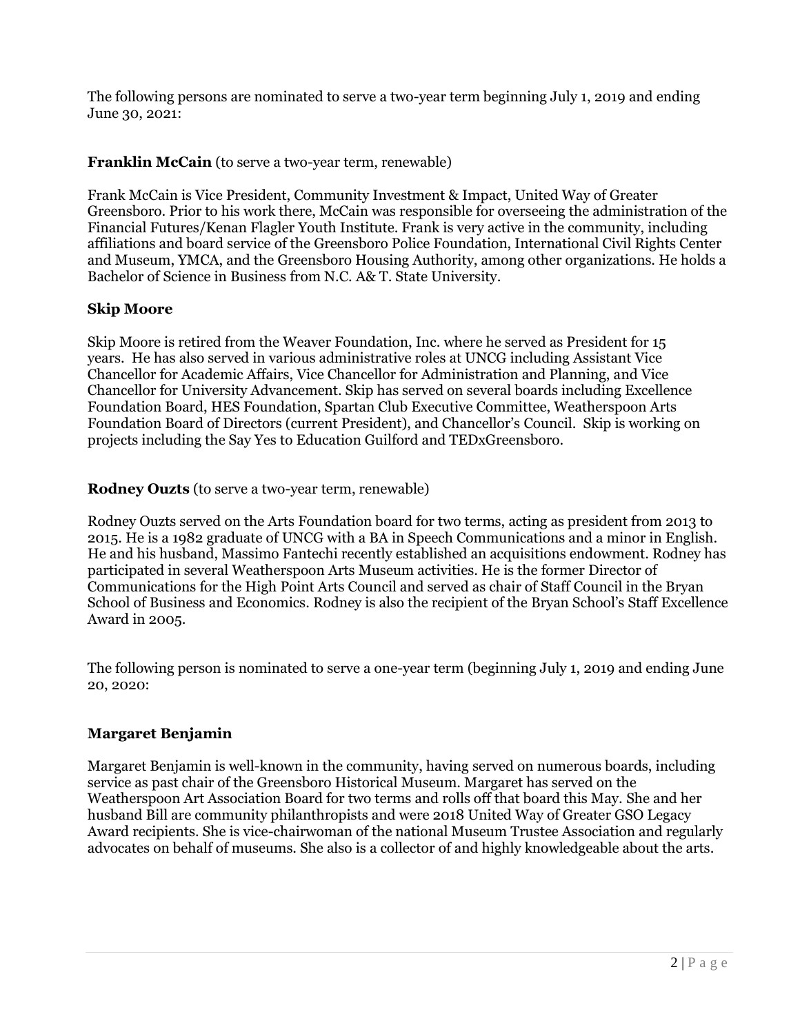The following persons are nominated to serve a two-year term beginning July 1, 2019 and ending June 30, 2021:

**Franklin McCain** (to serve a two-year term, renewable)

Frank McCain is Vice President, Community Investment & Impact, United Way of Greater Greensboro. Prior to his work there, McCain was responsible for overseeing the administration of the Financial Futures/Kenan Flagler Youth Institute. Frank is very active in the community, including affiliations and board service of the Greensboro Police Foundation, International Civil Rights Center and Museum, YMCA, and the Greensboro Housing Authority, among other organizations. He holds a Bachelor of Science in Business from N.C. A& T. State University.

**Skip Moore**

Skip Moore is retired from the Weaver Foundation, Inc. where he served as President for 15 years. He has also served in various administrative roles at UNCG including Assistant Vice Chancellor for Academic Affairs, Vice Chancellor for Administration and Planning, and Vice Chancellor for University Advancement. Skip has served on several boards including Excellence Foundation Board, HES Foundation, Spartan Club Executive Committee, Weatherspoon Arts Foundation Board of Directors (current President), and Chancellor's Council. Skip is working on projects including the Say Yes to Education Guilford and TEDxGreensboro.

**Rodney Ouzts** (to serve a two-year term, renewable)

Rodney Ouzts served on the Arts Foundation board for two terms, acting as president from 2013 to 2015. He is a 1982 graduate of UNCG with a BA in Speech Communications and a minor in English. He and his husband, Massimo Fantechi recently established an acquisitions endowment. Rodney has participated in several Weatherspoon Arts Museum activities. He is the former Director of Communications for the High Point Arts Council and served as chair of Staff Council in the Bryan School of Business and Economics. Rodney is also the recipient of the Bryan School's Staff Excellence Award in 2005.

The following person is nominated to serve a one-year term (beginning July 1, 2019 and ending June 20, 2020:

**Margaret Benjamin**

Margaret Benjamin is well-known in the community, having served on numerous boards, including service as past chair of the Greensboro Historical Museum. Margaret has served on the Weatherspoon Art Association Board for two terms and rolls off that board this May. She and her husband Bill are community philanthropists and were 2018 United Way of Greater GSO Legacy Award recipients. She is vice-chairwoman of the national Museum Trustee Association and regularly advocates on behalf of museums. She also is a collector of and highly knowledgeable about the arts.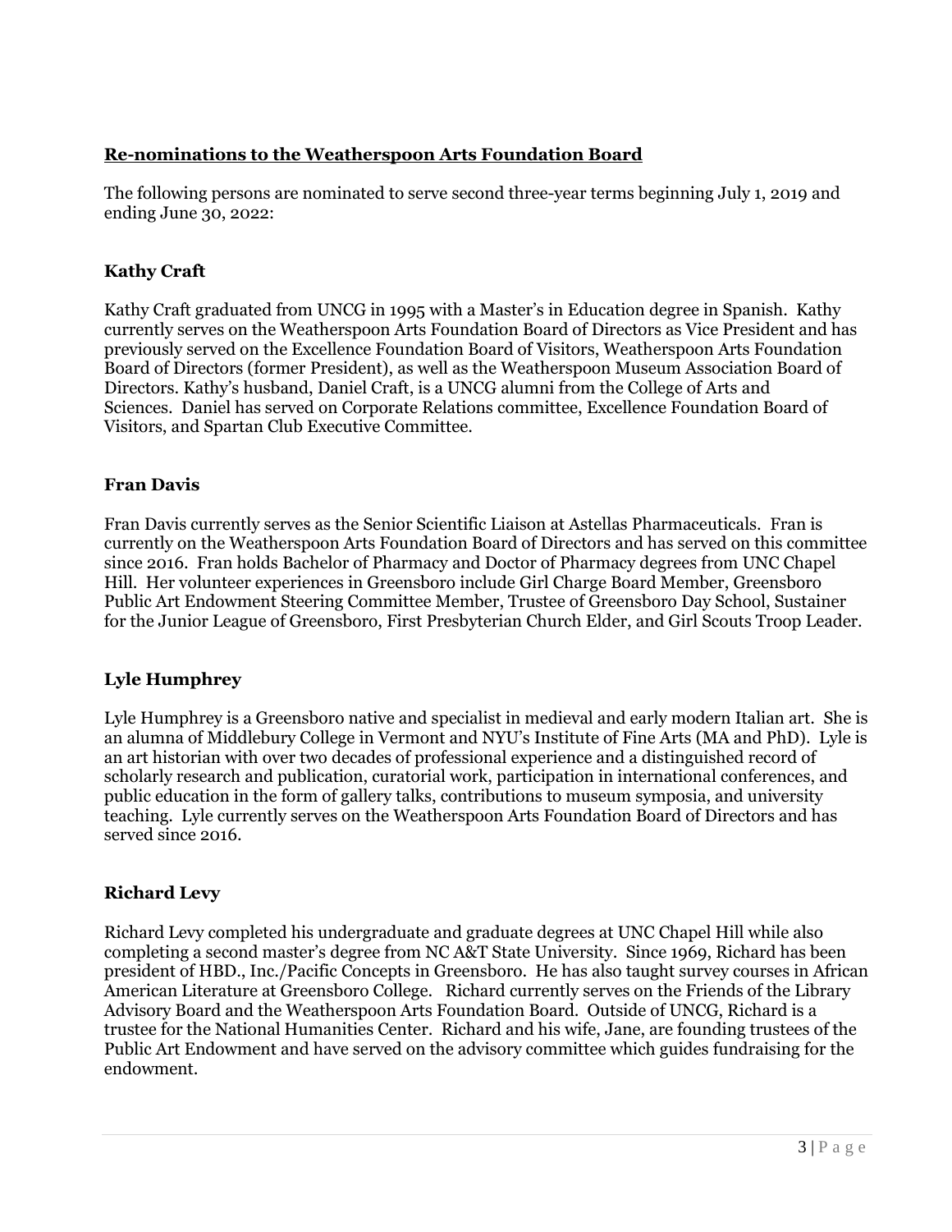## Re-nominations to the Weatherspoon Arts Foundation Board

The following persons are nominated to serve second three-year terms beginning July 1, 2019 and ending June 30, 2022:

### Kathy Craft

Kathy Craft graduated from UNCG in 1995 with a Master's in Education degree in Spanish. Kathy currently serves on the Weatherspoon Arts Foundation Board of Directors as Vice President and has previously served on the Excellence Foundation Board of Visitors, Weatherspoon Arts Foundation Board of Directors (former President), as well as the Weatherspoon Museum Association Board of Directors. Kathy's husband, Daniel Craft, is a UNCG alumni from the College of Arts and Sciences. Daniel has served on Corporate Relations committee, Excellence Foundation Board of Visitors, and Spartan Club Executive Committee.

### Fran Davis

Fran Davis currently serves as the Senior Scientific Liaison at Astellas Pharmaceuticals. Fran is currently on the Weatherspoon Arts Foundation Board of Directors and has served on this committee since 2016. Fran holds Bachelor of Pharmacy and Doctor of Pharmacy degrees from UNC Chapel Hill. Her volunteer experiences in Greensboro include Girl Charge Board Member, Greensboro Public Art Endowment Steering Committee Member, Trustee of Greensboro Day School, Sustainer for the Junior League of Greensboro, First Presbyterian Church Elder, and Girl Scouts Troop Leader.

### Lyle Humphrey

Lyle Humphrey is a Greensboro native and specialist in medieval and early modern Italian art. She is an alumna of Middlebury College in Vermont and NYU's Institute of Fine Arts (MA and PhD). Lyle is an art historian with over two decades of professional experience and a distinguished record of scholarly research and publication, curatorial work, participation in international conferences, and public education in the form of gallery talks, contributions to museum symposia, and university teaching. Lyle currently serves on the Weatherspoon Arts Foundation Board of Directors and has served since 2016.

### Richard Levy

Richard Levy completed his undergraduate and graduate degrees at UNC Chapel Hill while also completing a second master's degree from NC A&T State University. Since 1969, Richard has been president of HBD., Inc./Pacific Concepts in Greensboro. He has also taught survey courses in African American Literature at Greensboro College. Richard currently serves on the Friends of the Library Advisory Board and the Weatherspoon Arts Foundation Board. Outside of UNCG, Richard is a trustee for the National Humanities Center. Richard and his wife, Jane, are founding trustees of the Public Art Endowment and have served on the advisory committee which guides fundraising for the endowment.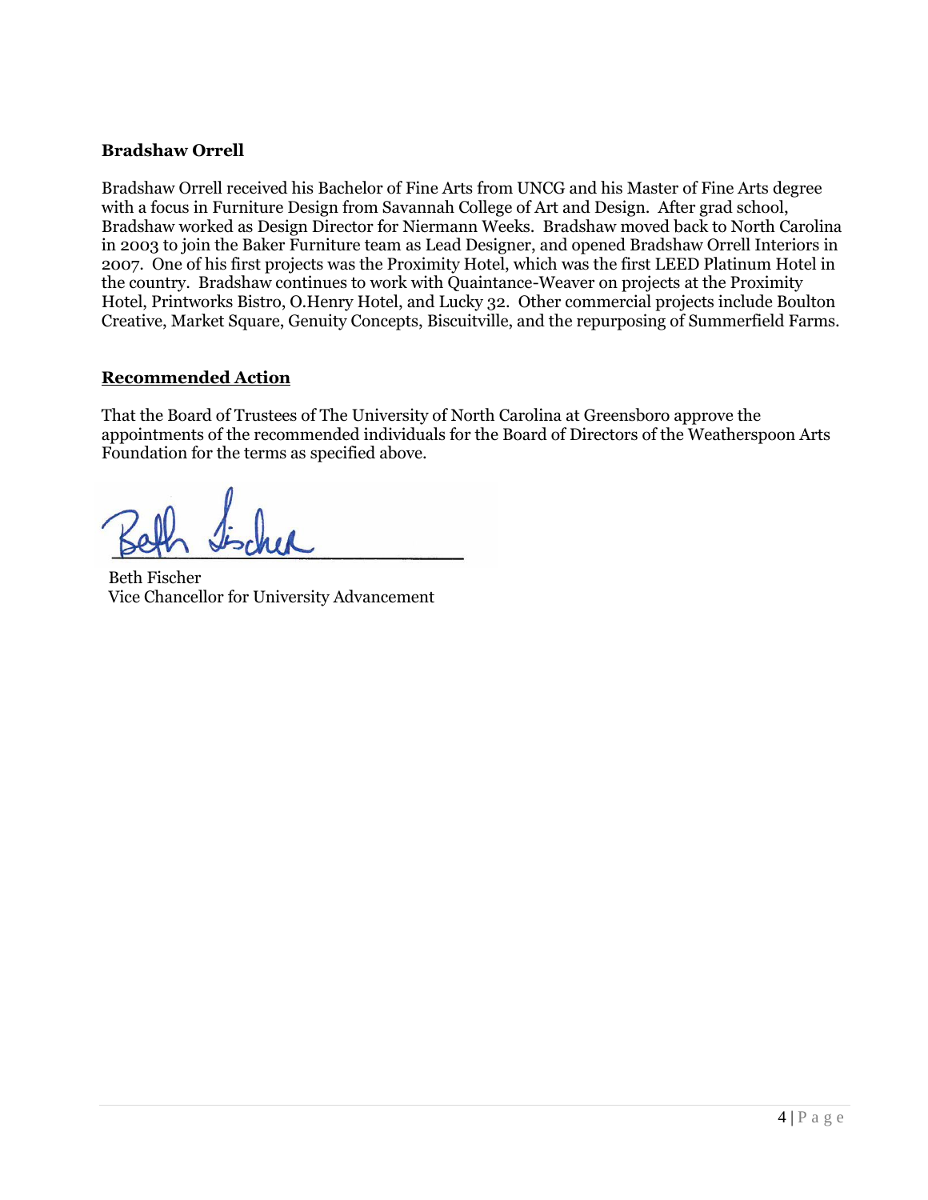**Bradshaw Orrell**

Bradshaw Orrell received his Bachelor of Fine Arts from UNCG and his Master of Fine Arts degree with a focus in Furniture Design from Savannah College of Art and Design. After grad school, Bradshaw worked as Design Director for Niermann Weeks. Bradshaw moved back to North Carolina in 2003 to join the Baker Furniture team as Lead Designer, and opened Bradshaw Orrell Interiors in 2007. One of his first projects was the Proximity Hotel, which was the first LEED Platinum Hotel in the country. Bradshaw continues to work with Quaintance-Weaver on projects at the Proximity Hotel, Printworks Bistro, O.Henry Hotel, and Lucky 32. Other commercial projects include Boulton Creative, Market Square, Genuity Concepts, Biscuitville, and the repurposing of Summerfield Farms.

**Recommended Action**

That the Board of Trustees of The University of North Carolina at Greensboro approve the appointments of the recommended individuals for the Board of Directors of the Weatherspoon Arts Foundation for the terms as specified above.

Beth Fischer
Vice Chancellor for University Advancement